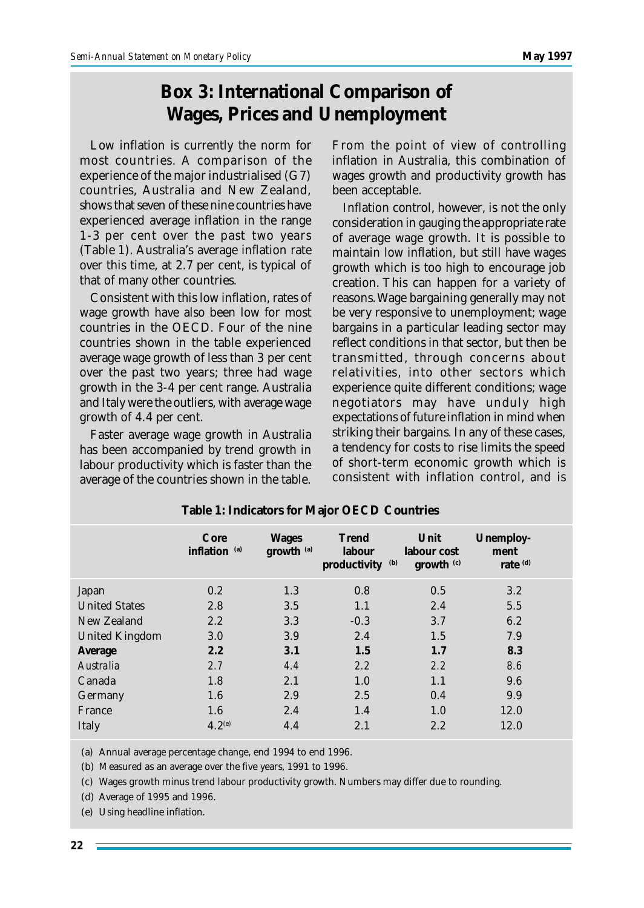# Box 3: International Comparison of Wages, Prices and Unemployment

Low inflation is currently the norm for most countries. A comparison of the experience of the major industrialised (G7) countries, Australia and New Zealand, shows that seven of these nine countries have experienced average inflation in the range 1-3 per cent over the past two years (Table 1). Australia's average inflation rate over this time, at 2.7 per cent, is typical of that of many other countries.

Consistent with this low inflation, rates of wage growth have also been low for most countries in the OECD. Four of the nine countries shown in the table experienced average wage growth of less than 3 per cent over the past two years; three had wage growth in the 3-4 per cent range. Australia and Italy were the outliers, with average wage growth of 4.4 per cent.

Faster average wage growth in Australia has been accompanied by trend growth in labour productivity which is faster than the average of the countries shown in the table. From the point of view of controlling inflation in Australia, this combination of wages growth and productivity growth has been acceptable.

Inflation control, however, is not the only consideration in gauging the appropriate rate of average wage growth. It is possible to maintain low inflation, but still have wages growth which is too high to encourage job creation. This can happen for a variety of reasons. Wage bargaining generally may not be very responsive to unemployment; wage bargains in a particular leading sector may reflect conditions in that sector, but then be transmitted, through concerns about relativities, into other sectors which experience quite different conditions; wage negotiators may have unduly high expectations of future inflation in mind when striking their bargains. In any of these cases, a tendency for costs to rise limits the speed of short-term economic growth which is consistent with inflation control, and is

**Table 1: Indicators for Major OECD Countries**

| | Core inflation (a) | Wages growth (a) | Trend labour productivity (b) | Unit labour cost growth (c) | Unemployment rate (d) |
|---|---|---|---|---|---|
| Japan | 0.2 | 1.3 | 0.8 | 0.5 | 3.2 |
| United States | 2.8 | 3.5 | 1.1 | 2.4 | 5.5 |
| New Zealand | 2.2 | 3.3 | -0.3 | 3.7 | 6.2 |
| United Kingdom | 3.0 | 3.9 | 2.4 | 1.5 | 7.9 |
| **Average** | **2.2** | **3.1** | **1.5** | **1.7** | **8.3** |
| *Australia* | 2.7 | 4.4 | 2.2 | 2.2 | 8.6 |
| Canada | 1.8 | 2.1 | 1.0 | 1.1 | 9.6 |
| Germany | 1.6 | 2.9 | 2.5 | 0.4 | 9.9 |
| France | 1.6 | 2.4 | 1.4 | 1.0 | 12.0 |
| Italy | 4.2 (e) | 4.4 | 2.1 | 2.2 | 12.0 |

(a) Annual average percentage change, end 1994 to end 1996.

(b) Measured as an average over the five years, 1991 to 1996.

(c) Wages growth minus trend labour productivity growth. Numbers may differ due to rounding.

(d) Average of 1995 and 1996.

(e) Using headline inflation.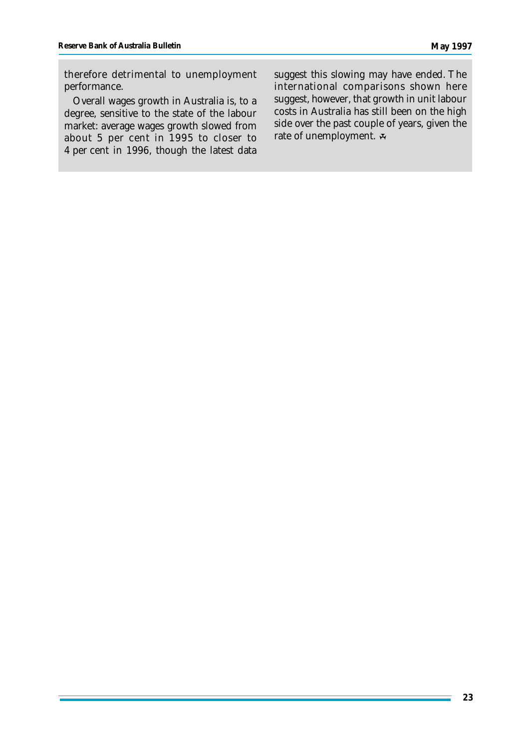therefore detrimental to unemployment performance.

Overall wages growth in Australia is, to a degree, sensitive to the state of the labour market: average wages growth slowed from about 5 per cent in 1995 to closer to 4 per cent in 1996, though the latest data suggest this slowing may have ended. The international comparisons shown here suggest, however, that growth in unit labour costs in Australia has still been on the high side over the past couple of years, given the rate of unemployment.